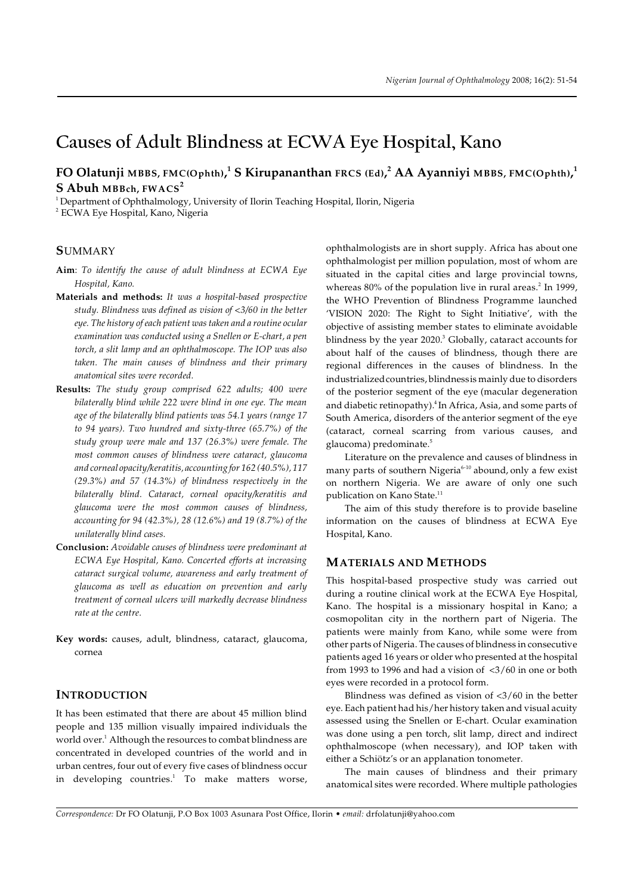# Causes of Adult Blindness at ECWA Eye Hospital, Kano

**FO Olatunji** MBBS, FMC(Ophth),[1] **S Kirupananthan** FRCS (Ed),[2] **AA Ayanniyi** MBBS, FMC(Ophth),[1] **S Abuh** MBBch, FWACS[2]

[1] Department of Ophthalmology, University of Ilorin Teaching Hospital, Ilorin, Nigeria
[2] ECWA Eye Hospital, Kano, Nigeria

## SUMMARY

**Aim**: *To identify the cause of adult blindness at ECWA Eye Hospital, Kano.*

**Materials and methods:** *It was a hospital-based prospective study. Blindness was defined as vision of <3/60 in the better eye. The history of each patient was taken and a routine ocular examination was conducted using a Snellen or E-chart, a pen torch, a slit lamp and an ophthalmoscope. The IOP was also taken. The main causes of blindness and their primary anatomical sites were recorded.*

**Results:** *The study group comprised 622 adults; 400 were bilaterally blind while 222 were blind in one eye. The mean age of the bilaterally blind patients was 54.1 years (range 17 to 94 years). Two hundred and sixty-three (65.7%) of the study group were male and 137 (26.3%) were female. The most common causes of blindness were cataract, glaucoma and corneal opacity/keratitis, accounting for 162 (40.5%), 117 (29.3%) and 57 (14.3%) of blindness respectively in the bilaterally blind. Cataract, corneal opacity/keratitis and glaucoma were the most common causes of blindness, accounting for 94 (42.3%), 28 (12.6%) and 19 (8.7%) of the unilaterally blind cases.*

**Conclusion:** *Avoidable causes of blindness were predominant at ECWA Eye Hospital, Kano. Concerted efforts at increasing cataract surgical volume, awareness and early treatment of glaucoma as well as education on prevention and early treatment of corneal ulcers will markedly decrease blindness rate at the centre.*

**Key words:** causes, adult, blindness, cataract, glaucoma, cornea

## INTRODUCTION

It has been estimated that there are about 45 million blind people and 135 million visually impaired individuals the world over.[1] Although the resources to combat blindness are concentrated in developed countries of the world and in urban centres, four out of every five cases of blindness occur in developing countries.[1] To make matters worse, ophthalmologists are in short supply. Africa has about one ophthalmologist per million population, most of whom are situated in the capital cities and large provincial towns, whereas 80% of the population live in rural areas.[2] In 1999, the WHO Prevention of Blindness Programme launched 'VISION 2020: The Right to Sight Initiative', with the objective of assisting member states to eliminate avoidable blindness by the year 2020.[3] Globally, cataract accounts for about half of the causes of blindness, though there are regional differences in the causes of blindness. In the industrialized countries, blindness is mainly due to disorders of the posterior segment of the eye (macular degeneration and diabetic retinopathy).[4] In Africa, Asia, and some parts of South America, disorders of the anterior segment of the eye (cataract, corneal scarring from various causes, and glaucoma) predominate.[5]

Literature on the prevalence and causes of blindness in many parts of southern Nigeria[6-10] abound, only a few exist on northern Nigeria. We are aware of only one such publication on Kano State.[11]

The aim of this study therefore is to provide baseline information on the causes of blindness at ECWA Eye Hospital, Kano.

## MATERIALS AND METHODS

This hospital-based prospective study was carried out during a routine clinical work at the ECWA Eye Hospital, Kano. The hospital is a missionary hospital in Kano; a cosmopolitan city in the northern part of Nigeria. The patients were mainly from Kano, while some were from other parts of Nigeria. The causes of blindness in consecutive patients aged 16 years or older who presented at the hospital from 1993 to 1996 and had a vision of <3/60 in one or both eyes were recorded in a protocol form.

Blindness was defined as vision of <3/60 in the better eye. Each patient had his/her history taken and visual acuity assessed using the Snellen or E-chart. Ocular examination was done using a pen torch, slit lamp, direct and indirect ophthalmoscope (when necessary), and IOP taken with either a Schiötz's or an applanation tonometer.

The main causes of blindness and their primary anatomical sites were recorded. Where multiple pathologies

*Correspondence:* Dr FO Olatunji, P.O Box 1003 Asunara Post Office, Ilorin • *email:* drfolatunji@yahoo.com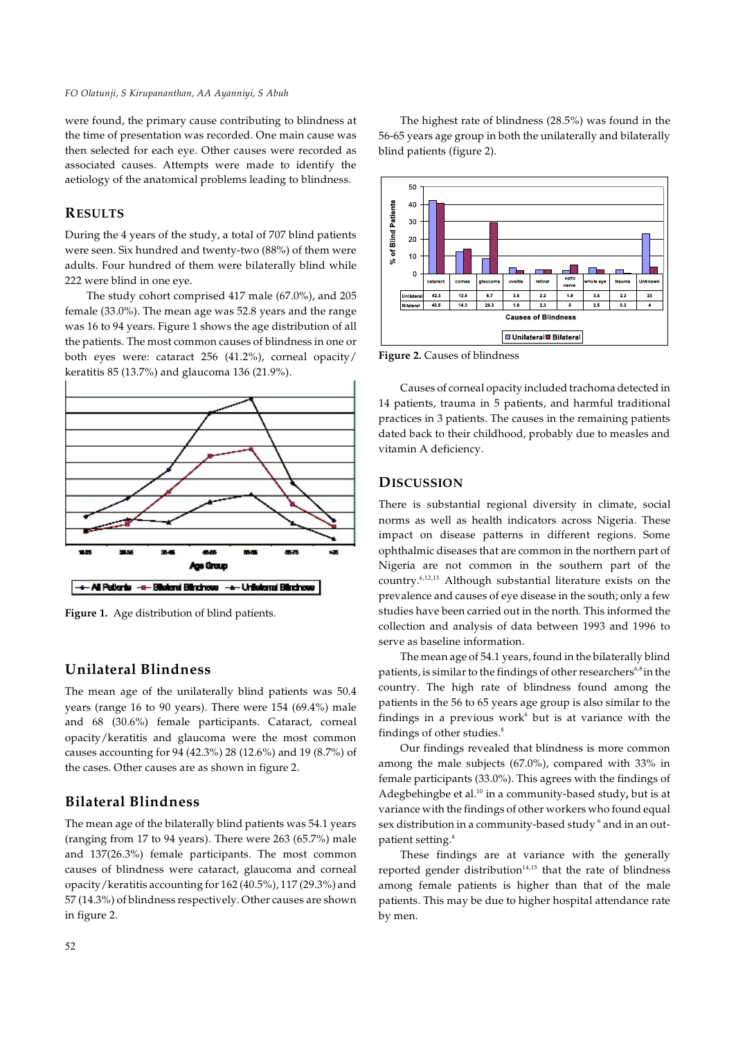were found, the primary cause contributing to blindness at the time of presentation was recorded. One main cause was then selected for each eye. Other causes were recorded as associated causes. Attempts were made to identify the aetiology of the anatomical problems leading to blindness.

## RESULTS

During the 4 years of the study, a total of 707 blind patients were seen. Six hundred and twenty-two (88%) of them were adults. Four hundred of them were bilaterally blind while 222 were blind in one eye.

The study cohort comprised 417 male (67.0%), and 205 female (33.0%). The mean age was 52.8 years and the range was 16 to 94 years. Figure 1 shows the age distribution of all the patients. The most common causes of blindness in one or both eyes were: cataract 256 (41.2%), corneal opacity/keratitis 85 (13.7%) and glaucoma 136 (21.9%).

Figure 1. Age distribution of blind patients.

## Unilateral Blindness

The mean age of the unilaterally blind patients was 50.4 years (range 16 to 90 years). There were 154 (69.4%) male and 68 (30.6%) female participants. Cataract, corneal opacity/keratitis and glaucoma were the most common causes accounting for 94 (42.3%) 28 (12.6%) and 19 (8.7%) of the cases. Other causes are as shown in figure 2.

## Bilateral Blindness

The mean age of the bilaterally blind patients was 54.1 years (ranging from 17 to 94 years). There were 263 (65.7%) male and 137(26.3%) female participants. The most common causes of blindness were cataract, glaucoma and corneal opacity/keratitis accounting for 162 (40.5%), 117 (29.3%) and 57 (14.3%) of blindness respectively. Other causes are shown in figure 2.

The highest rate of blindness (28.5%) was found in the 56-65 years age group in both the unilaterally and bilaterally blind patients (figure 2).

| | cataract | cornea | glaucoma | uveitis | retinal | optic nerve | whole eye | trauma | Unknown |
|---|---|---|---|---|---|---|---|---|---|
| Unilateral | 42.3 | 12.6 | 8.7 | 3.6 | 2.2 | 1.8 | 3.6 | 2.2 | 23 |
| Bilateral | 40.5 | 14.3 | 29.3 | 1.8 | 2.3 | 5 | 2.5 | 0.3 | 4 |

Figure 2. Causes of blindness

Causes of corneal opacity included trachoma detected in 14 patients, trauma in 5 patients, and harmful traditional practices in 3 patients. The causes in the remaining patients dated back to their childhood, probably due to measles and vitamin A deficiency.

## DISCUSSION

There is substantial regional diversity in climate, social norms as well as health indicators across Nigeria. These impact on disease patterns in different regions. Some ophthalmic diseases that are common in the northern part of Nigeria are not common in the southern part of the country.[6,12,13] Although substantial literature exists on the prevalence and causes of eye disease in the south; only a few studies have been carried out in the north. This informed the collection and analysis of data between 1993 and 1996 to serve as baseline information.

The mean age of 54.1 years, found in the bilaterally blind patients, is similar to the findings of other researchers[6,8] in the country. The high rate of blindness found among the patients in the 56 to 65 years age group is also similar to the findings in a previous work[6] but is at variance with the findings of other studies.[8]

Our findings revealed that blindness is more common among the male subjects (67.0%), compared with 33% in female participants (33.0%). This agrees with the findings of Adegbehingbe et al.[10] in a community-based study, but is at variance with the findings of other workers who found equal sex distribution in a community-based study[6] and in an out-patient setting.[8]

These findings are at variance with the generally reported gender distribution[14,15] that the rate of blindness among female patients is higher than that of the male patients. This may be due to higher hospital attendance rate by men.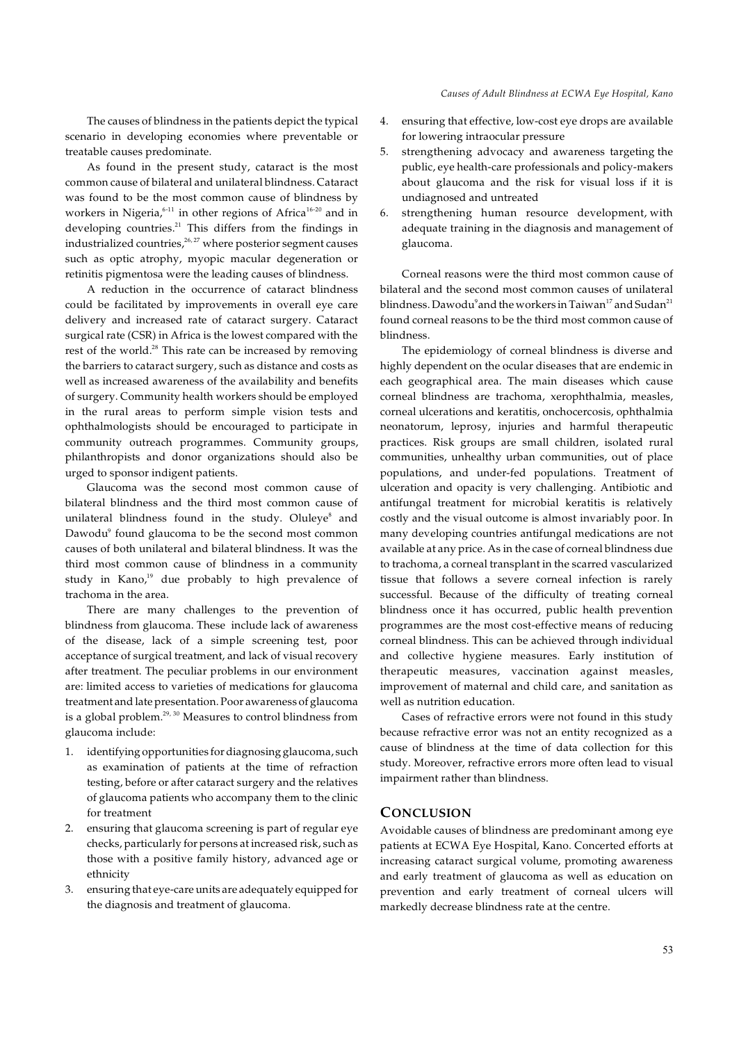The causes of blindness in the patients depict the typical scenario in developing economies where preventable or treatable causes predominate.

As found in the present study, cataract is the most common cause of bilateral and unilateral blindness. Cataract was found to be the most common cause of blindness by workers in Nigeria,[6-11] in other regions of Africa[16-20] and in developing countries.[21] This differs from the findings in industrialized countries,[26, 27] where posterior segment causes such as optic atrophy, myopic macular degeneration or retinitis pigmentosa were the leading causes of blindness.

A reduction in the occurrence of cataract blindness could be facilitated by improvements in overall eye care delivery and increased rate of cataract surgery. Cataract surgical rate (CSR) in Africa is the lowest compared with the rest of the world.[28] This rate can be increased by removing the barriers to cataract surgery, such as distance and costs as well as increased awareness of the availability and benefits of surgery. Community health workers should be employed in the rural areas to perform simple vision tests and ophthalmologists should be encouraged to participate in community outreach programmes. Community groups, philanthropists and donor organizations should also be urged to sponsor indigent patients.

Glaucoma was the second most common cause of bilateral blindness and the third most common cause of unilateral blindness found in the study. Oluleye[8] and Dawodu[9] found glaucoma to be the second most common causes of both unilateral and bilateral blindness. It was the third most common cause of blindness in a community study in Kano,[19] due probably to high prevalence of trachoma in the area.

There are many challenges to the prevention of blindness from glaucoma. These include lack of awareness of the disease, lack of a simple screening test, poor acceptance of surgical treatment, and lack of visual recovery after treatment. The peculiar problems in our environment are: limited access to varieties of medications for glaucoma treatment and late presentation. Poor awareness of glaucoma is a global problem.[29, 30] Measures to control blindness from glaucoma include:

1. identifying opportunities for diagnosing glaucoma, such as examination of patients at the time of refraction testing, before or after cataract surgery and the relatives of glaucoma patients who accompany them to the clinic for treatment
2. ensuring that glaucoma screening is part of regular eye checks, particularly for persons at increased risk, such as those with a positive family history, advanced age or ethnicity
3. ensuring that eye-care units are adequately equipped for the diagnosis and treatment of glaucoma.
4. ensuring that effective, low-cost eye drops are available for lowering intraocular pressure
5. strengthening advocacy and awareness targeting the public, eye health-care professionals and policy-makers about glaucoma and the risk for visual loss if it is undiagnosed and untreated
6. strengthening human resource development, with adequate training in the diagnosis and management of glaucoma.

Corneal reasons were the third most common cause of bilateral and the second most common causes of unilateral blindness. Dawodu[9] and the workers in Taiwan[17] and Sudan[21] found corneal reasons to be the third most common cause of blindness.

The epidemiology of corneal blindness is diverse and highly dependent on the ocular diseases that are endemic in each geographical area. The main diseases which cause corneal blindness are trachoma, xerophthalmia, measles, corneal ulcerations and keratitis, onchocercosis, ophthalmia neonatorum, leprosy, injuries and harmful therapeutic practices. Risk groups are small children, isolated rural communities, unhealthy urban communities, out of place populations, and under-fed populations. Treatment of ulceration and opacity is very challenging. Antibiotic and antifungal treatment for microbial keratitis is relatively costly and the visual outcome is almost invariably poor. In many developing countries antifungal medications are not available at any price. As in the case of corneal blindness due to trachoma, a corneal transplant in the scarred vascularized tissue that follows a severe corneal infection is rarely successful. Because of the difficulty of treating corneal blindness once it has occurred, public health prevention programmes are the most cost-effective means of reducing corneal blindness. This can be achieved through individual and collective hygiene measures. Early institution of therapeutic measures, vaccination against measles, improvement of maternal and child care, and sanitation as well as nutrition education.

Cases of refractive errors were not found in this study because refractive error was not an entity recognized as a cause of blindness at the time of data collection for this study. Moreover, refractive errors more often lead to visual impairment rather than blindness.

## Conclusion

Avoidable causes of blindness are predominant among eye patients at ECWA Eye Hospital, Kano. Concerted efforts at increasing cataract surgical volume, promoting awareness and early treatment of glaucoma as well as education on prevention and early treatment of corneal ulcers will markedly decrease blindness rate at the centre.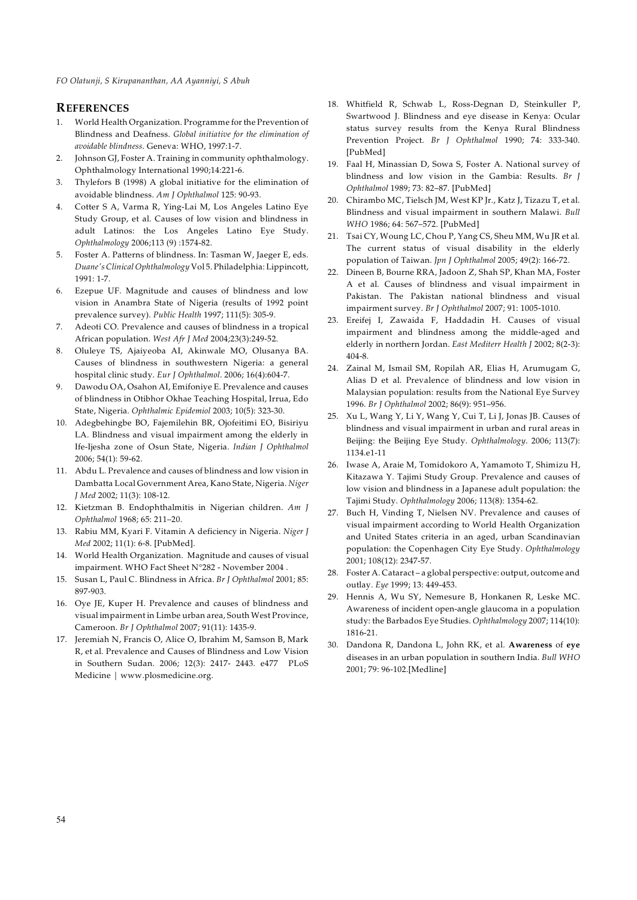## REFERENCES

1. World Health Organization. Programme for the Prevention of Blindness and Deafness. *Global initiative for the elimination of avoidable blindness*. Geneva: WHO, 1997:1-7.
2. Johnson GJ, Foster A. Training in community ophthalmology. Ophthalmology International 1990;14:221-6.
3. Thylefors B (1998) A global initiative for the elimination of avoidable blindness. *Am J Ophthalmol* 125: 90-93.
4. Cotter S A, Varma R, Ying-Lai M, Los Angeles Latino Eye Study Group, et al. Causes of low vision and blindness in adult Latinos: the Los Angeles Latino Eye Study. *Ophthalmology* 2006;113 (9) :1574-82.
5. Foster A. Patterns of blindness. In: Tasman W, Jaeger E, eds. *Duane's Clinical Ophthalmology* Vol 5. Philadelphia: Lippincott, 1991: 1-7.
6. Ezepue UF. Magnitude and causes of blindness and low vision in Anambra State of Nigeria (results of 1992 point prevalence survey). *Public Health* 1997; 111(5): 305-9.
7. Adeoti CO. Prevalence and causes of blindness in a tropical African population. *West Afr J Med* 2004;23(3):249-52.
8. Oluleye TS, Ajaiyeoba AI, Akinwale MO, Olusanya BA. Causes of blindness in southwestern Nigeria: a general hospital clinic study. *Eur J Ophthalmol*. 2006; 16(4):604-7.
9. Dawodu OA, Osahon AI, Emifoniye E. Prevalence and causes of blindness in Otibhor Okhae Teaching Hospital, Irrua, Edo State, Nigeria. *Ophthalmic Epidemiol* 2003; 10(5): 323-30.
10. Adegbehingbe BO, Fajemilehin BR, Ojofeitimi EO, Bisiriyu LA. Blindness and visual impairment among the elderly in Ife-Ijesha zone of Osun State, Nigeria. *Indian J Ophthalmol* 2006; 54(1): 59-62.
11. Abdu L. Prevalence and causes of blindness and low vision in Dambatta Local Government Area, Kano State, Nigeria. *Niger J Med* 2002; 11(3): 108-12.
12. Kietzman B. Endophthalmitis in Nigerian children. *Am J Ophthalmol* 1968; 65: 211–20.
13. Rabiu MM, Kyari F. Vitamin A deficiency in Nigeria. *Niger J Med* 2002; 11(1): 6-8. [PubMed].
14. World Health Organization. Magnitude and causes of visual impairment. WHO Fact Sheet N°282 - November 2004 .
15. Susan L, Paul C. Blindness in Africa. *Br J Ophthalmol* 2001; 85: 897-903.
16. Oye JE, Kuper H. Prevalence and causes of blindness and visual impairment in Limbe urban area, South West Province, Cameroon. *Br J Ophthalmol* 2007; 91(11): 1435-9.
17. Jeremiah N, Francis O, Alice O, Ibrahim M, Samson B, Mark R, et al. Prevalence and Causes of Blindness and Low Vision in Southern Sudan. 2006; 12(3): 2417- 2443. e477 PLoS Medicine | www.plosmedicine.org.
18. Whitfield R, Schwab L, Ross-Degnan D, Steinkuller P, Swartwood J. Blindness and eye disease in Kenya: Ocular status survey results from the Kenya Rural Blindness Prevention Project. *Br J Ophthalmol* 1990; 74: 333-340. [PubMed]
19. Faal H, Minassian D, Sowa S, Foster A. National survey of blindness and low vision in the Gambia: Results. *Br J Ophthalmol* 1989; 73: 82–87. [PubMed]
20. Chirambo MC, Tielsch JM, West KP Jr., Katz J, Tizazu T, et al. Blindness and visual impairment in southern Malawi. *Bull WHO* 1986; 64: 567–572. [PubMed]
21. Tsai CY, Woung LC, Chou P, Yang CS, Sheu MM, Wu JR et al. The current status of visual disability in the elderly population of Taiwan. *Jpn J Ophthalmol* 2005; 49(2): 166-72.
22. Dineen B, Bourne RRA, Jadoon Z, Shah SP, Khan MA, Foster A et al. Causes of blindness and visual impairment in Pakistan. The Pakistan national blindness and visual impairment survey. *Br J Ophthalmol* 2007; 91: 1005-1010.
23. Ereifej I, Zawaida F, Haddadin H. Causes of visual impairment and blindness among the middle-aged and elderly in northern Jordan. *East Mediterr Health J* 2002; 8(2-3): 404-8.
24. Zainal M, Ismail SM, Ropilah AR, Elias H, Arumugam G, Alias D et al. Prevalence of blindness and low vision in Malaysian population: results from the National Eye Survey 1996. *Br J Ophthalmol* 2002; 86(9): 951–956.
25. Xu L, Wang Y, Li Y, Wang Y, Cui T, Li J, Jonas JB. Causes of blindness and visual impairment in urban and rural areas in Beijing: the Beijing Eye Study. *Ophthalmology*. 2006; 113(7): 1134.e1-11
26. Iwase A, Araie M, Tomidokoro A, Yamamoto T, Shimizu H, Kitazawa Y. Tajimi Study Group. Prevalence and causes of low vision and blindness in a Japanese adult population: the Tajimi Study. *Ophthalmology* 2006; 113(8): 1354-62.
27. Buch H, Vinding T, Nielsen NV. Prevalence and causes of visual impairment according to World Health Organization and United States criteria in an aged, urban Scandinavian population: the Copenhagen City Eye Study. *Ophthalmology* 2001; 108(12): 2347-57.
28. Foster A. Cataract – a global perspective: output, outcome and outlay. *Eye* 1999; 13: 449-453.
29. Hennis A, Wu SY, Nemesure B, Honkanen R, Leske MC. Awareness of incident open-angle glaucoma in a population study: the Barbados Eye Studies. *Ophthalmology* 2007; 114(10): 1816-21.
30. Dandona R, Dandona L, John RK, et al. **Awareness** of **eye** diseases in an urban population in southern India. *Bull WHO* 2001; 79: 96-102.[Medline]